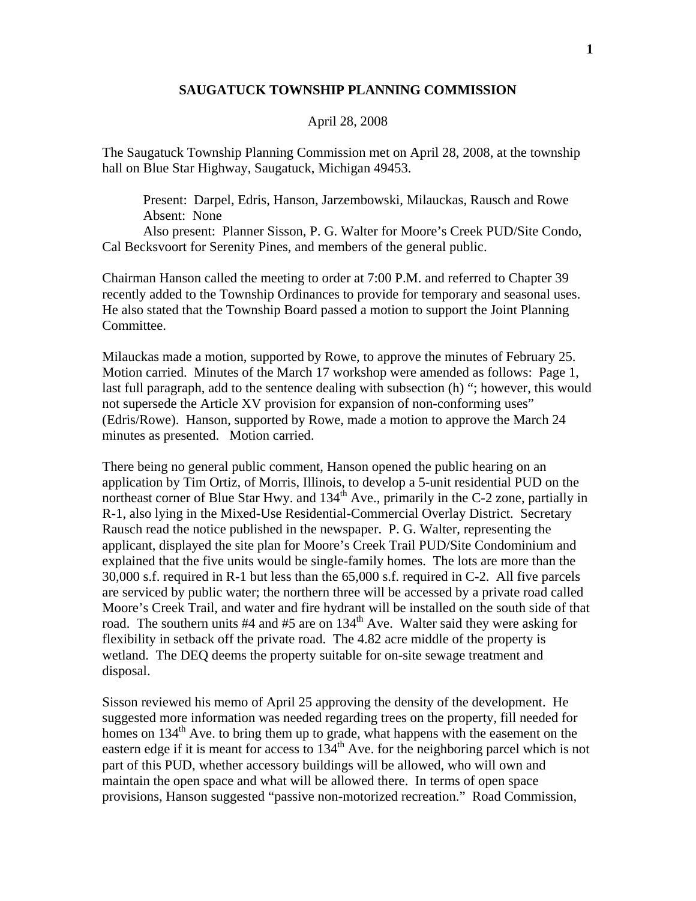# SAUGATUCK TOWNSHIP PLANNING COMMISSION

April 28, 2008

The Saugatuck Township Planning Commission met on April 28, 2008, at the township hall on Blue Star Highway, Saugatuck, Michigan 49453.

Present: Darpel, Edris, Hanson, Jarzembowski, Milauckas, Rausch and Rowe
Absent: None
Also present: Planner Sisson, P. G. Walter for Moore's Creek PUD/Site Condo, Cal Becksvoort for Serenity Pines, and members of the general public.

Chairman Hanson called the meeting to order at 7:00 P.M. and referred to Chapter 39 recently added to the Township Ordinances to provide for temporary and seasonal uses. He also stated that the Township Board passed a motion to support the Joint Planning Committee.

Milauckas made a motion, supported by Rowe, to approve the minutes of February 25. Motion carried. Minutes of the March 17 workshop were amended as follows: Page 1, last full paragraph, add to the sentence dealing with subsection (h) "; however, this would not supersede the Article XV provision for expansion of non-conforming uses" (Edris/Rowe). Hanson, supported by Rowe, made a motion to approve the March 24 minutes as presented. Motion carried.

There being no general public comment, Hanson opened the public hearing on an application by Tim Ortiz, of Morris, Illinois, to develop a 5-unit residential PUD on the northeast corner of Blue Star Hwy. and 134th Ave., primarily in the C-2 zone, partially in R-1, also lying in the Mixed-Use Residential-Commercial Overlay District. Secretary Rausch read the notice published in the newspaper. P. G. Walter, representing the applicant, displayed the site plan for Moore's Creek Trail PUD/Site Condominium and explained that the five units would be single-family homes. The lots are more than the 30,000 s.f. required in R-1 but less than the 65,000 s.f. required in C-2. All five parcels are serviced by public water; the northern three will be accessed by a private road called Moore's Creek Trail, and water and fire hydrant will be installed on the south side of that road. The southern units #4 and #5 are on 134th Ave. Walter said they were asking for flexibility in setback off the private road. The 4.82 acre middle of the property is wetland. The DEQ deems the property suitable for on-site sewage treatment and disposal.

Sisson reviewed his memo of April 25 approving the density of the development. He suggested more information was needed regarding trees on the property, fill needed for homes on 134th Ave. to bring them up to grade, what happens with the easement on the eastern edge if it is meant for access to 134th Ave. for the neighboring parcel which is not part of this PUD, whether accessory buildings will be allowed, who will own and maintain the open space and what will be allowed there. In terms of open space provisions, Hanson suggested "passive non-motorized recreation." Road Commission,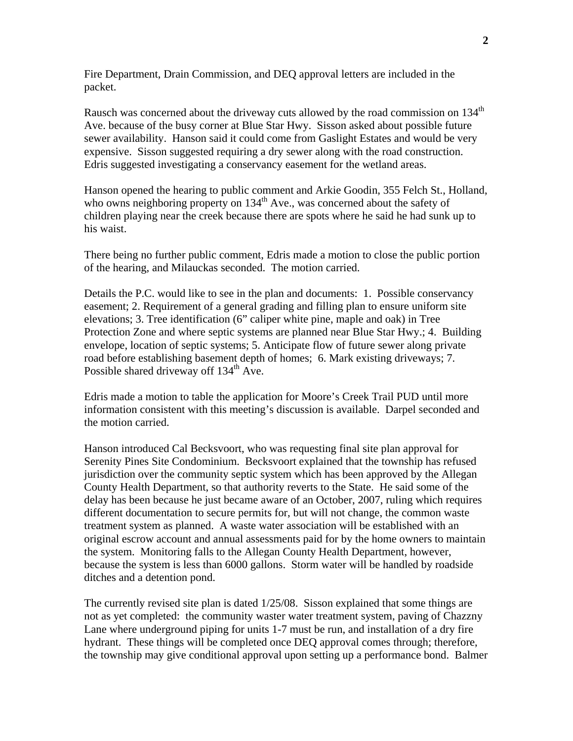Fire Department, Drain Commission, and DEQ approval letters are included in the packet.

Rausch was concerned about the driveway cuts allowed by the road commission on 134th Ave. because of the busy corner at Blue Star Hwy. Sisson asked about possible future sewer availability. Hanson said it could come from Gaslight Estates and would be very expensive. Sisson suggested requiring a dry sewer along with the road construction. Edris suggested investigating a conservancy easement for the wetland areas.

Hanson opened the hearing to public comment and Arkie Goodin, 355 Felch St., Holland, who owns neighboring property on 134th Ave., was concerned about the safety of children playing near the creek because there are spots where he said he had sunk up to his waist.

There being no further public comment, Edris made a motion to close the public portion of the hearing, and Milauckas seconded. The motion carried.

Details the P.C. would like to see in the plan and documents: 1. Possible conservancy easement; 2. Requirement of a general grading and filling plan to ensure uniform site elevations; 3. Tree identification (6" caliper white pine, maple and oak) in Tree Protection Zone and where septic systems are planned near Blue Star Hwy.; 4. Building envelope, location of septic systems; 5. Anticipate flow of future sewer along private road before establishing basement depth of homes; 6. Mark existing driveways; 7. Possible shared driveway off 134th Ave.

Edris made a motion to table the application for Moore's Creek Trail PUD until more information consistent with this meeting's discussion is available. Darpel seconded and the motion carried.

Hanson introduced Cal Becksvoort, who was requesting final site plan approval for Serenity Pines Site Condominium. Becksvoort explained that the township has refused jurisdiction over the community septic system which has been approved by the Allegan County Health Department, so that authority reverts to the State. He said some of the delay has been because he just became aware of an October, 2007, ruling which requires different documentation to secure permits for, but will not change, the common waste treatment system as planned. A waste water association will be established with an original escrow account and annual assessments paid for by the home owners to maintain the system. Monitoring falls to the Allegan County Health Department, however, because the system is less than 6000 gallons. Storm water will be handled by roadside ditches and a detention pond.

The currently revised site plan is dated 1/25/08. Sisson explained that some things are not as yet completed: the community waster water treatment system, paving of Chazzny Lane where underground piping for units 1-7 must be run, and installation of a dry fire hydrant. These things will be completed once DEQ approval comes through; therefore, the township may give conditional approval upon setting up a performance bond. Balmer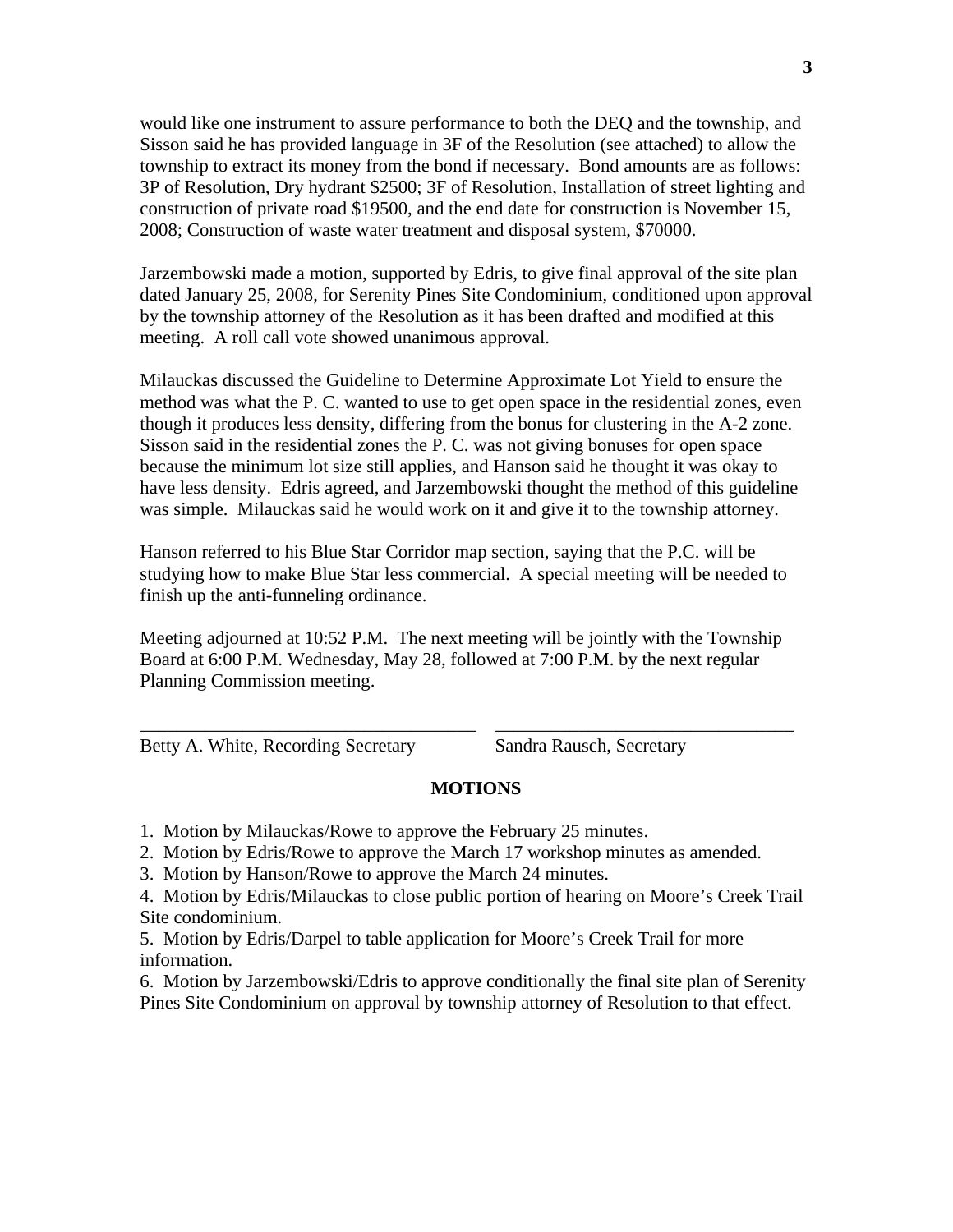would like one instrument to assure performance to both the DEQ and the township, and Sisson said he has provided language in 3F of the Resolution (see attached) to allow the township to extract its money from the bond if necessary. Bond amounts are as follows: 3P of Resolution, Dry hydrant $2500; 3F of Resolution, Installation of street lighting and construction of private road $19500, and the end date for construction is November 15, 2008; Construction of waste water treatment and disposal system, $70000.

Jarzembowski made a motion, supported by Edris, to give final approval of the site plan dated January 25, 2008, for Serenity Pines Site Condominium, conditioned upon approval by the township attorney of the Resolution as it has been drafted and modified at this meeting. A roll call vote showed unanimous approval.

Milauckas discussed the Guideline to Determine Approximate Lot Yield to ensure the method was what the P. C. wanted to use to get open space in the residential zones, even though it produces less density, differing from the bonus for clustering in the A-2 zone. Sisson said in the residential zones the P. C. was not giving bonuses for open space because the minimum lot size still applies, and Hanson said he thought it was okay to have less density. Edris agreed, and Jarzembowski thought the method of this guideline was simple. Milauckas said he would work on it and give it to the township attorney.

Hanson referred to his Blue Star Corridor map section, saying that the P.C. will be studying how to make Blue Star less commercial. A special meeting will be needed to finish up the anti-funneling ordinance.

Meeting adjourned at 10:52 P.M. The next meeting will be jointly with the Township Board at 6:00 P.M. Wednesday, May 28, followed at 7:00 P.M. by the next regular Planning Commission meeting.

_____________________________________ _________________________________

Betty A. White, Recording Secretary Sandra Rausch, Secretary

## MOTIONS

1. Motion by Milauckas/Rowe to approve the February 25 minutes.
2. Motion by Edris/Rowe to approve the March 17 workshop minutes as amended.
3. Motion by Hanson/Rowe to approve the March 24 minutes.
4. Motion by Edris/Milauckas to close public portion of hearing on Moore's Creek Trail Site condominium.
5. Motion by Edris/Darpel to table application for Moore's Creek Trail for more information.
6. Motion by Jarzembowski/Edris to approve conditionally the final site plan of Serenity Pines Site Condominium on approval by township attorney of Resolution to that effect.